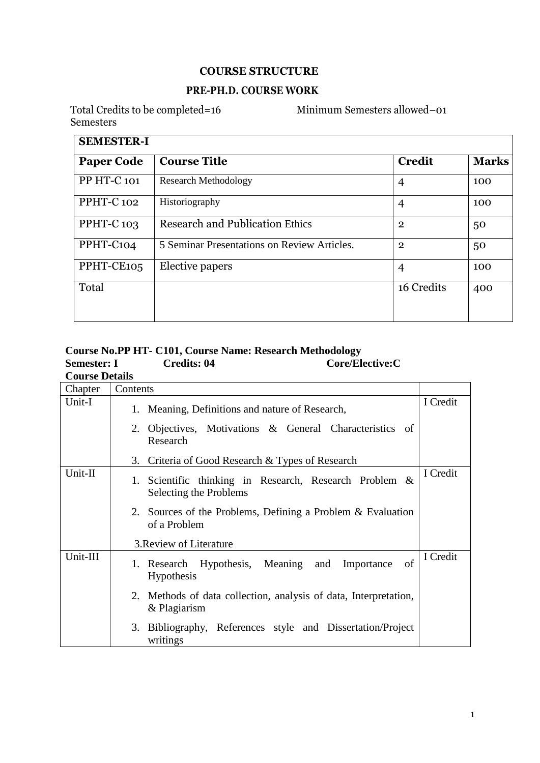# COURSE STRUCTURE

## PRE-PH.D. COURSE WORK

Total Credits to be completed=16 Minimum Semesters allowed–01 Semesters

| SEMESTER-I | | | |
|---|---|---|---|
| **Paper Code** | **Course Title** | **Credit** | **Marks** |
| PP HT-C 101 | Research Methodology | 4 | 100 |
| PPHT-C 102 | Historiography | 4 | 100 |
| PPHT-C 103 | Research and Publication Ethics | 2 | 50 |
| PPHT-C104 | 5 Seminar Presentations on Review Articles. | 2 | 50 |
| PPHT-CE105 | Elective papers | 4 | 100 |
| Total | | 16 Credits | 400 |

**Course No.PP HT- C101, Course Name: Research Methodology**
**Semester: I Credits: 04 Core/Elective:C**
**Course Details**

| Chapter | Contents | |
|---|---|---|
| Unit-I | 1. Meaning, Definitions and nature of Research, 2. Objectives, Motivations & General Characteristics of Research 3. Criteria of Good Research & Types of Research | I Credit |
| Unit-II | 1. Scientific thinking in Research, Research Problem & Selecting the Problems 2. Sources of the Problems, Defining a Problem & Evaluation of a Problem 3.Review of Literature | I Credit |
| Unit-III | 1. Research Hypothesis, Meaning and Importance of Hypothesis 2. Methods of data collection, analysis of data, Interpretation, & Plagiarism 3. Bibliography, References style and Dissertation/Project writings | I Credit |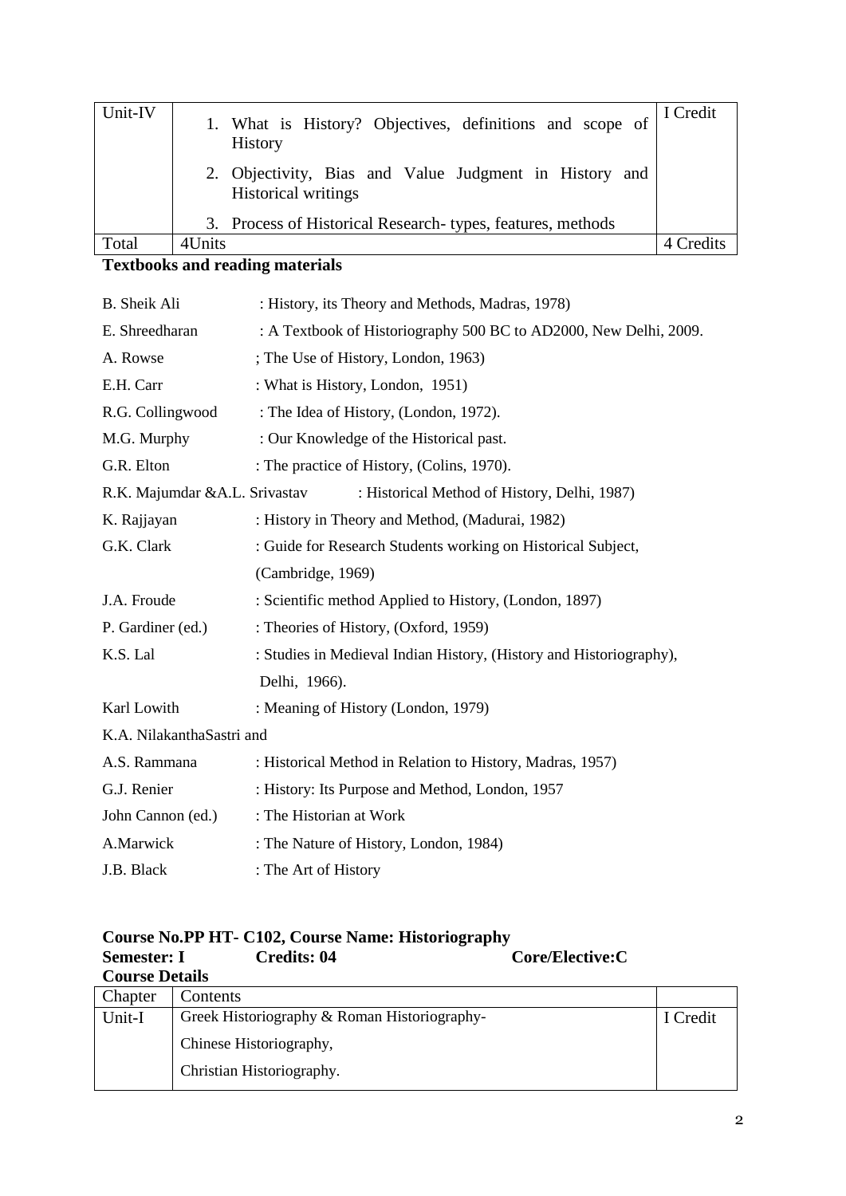| Unit-IV | 1. What is History? Objectives, definitions and scope of History<br>2. Objectivity, Bias and Value Judgment in History and Historical writings<br>3. Process of Historical Research- types, features, methods | I Credit |
|---|---|---|
| Total | 4Units | 4 Credits |

**Textbooks and reading materials**

| | |
|---|---|
| B. Sheik Ali | : History, its Theory and Methods, Madras, 1978) |
| E. Shreedharan | : A Textbook of Historiography 500 BC to AD2000, New Delhi, 2009. |
| A. Rowse | ; The Use of History, London, 1963) |
| E.H. Carr | : What is History, London, 1951) |
| R.G. Collingwood | : The Idea of History, (London, 1972). |
| M.G. Murphy | : Our Knowledge of the Historical past. |
| G.R. Elton | : The practice of History, (Colins, 1970). |
| R.K. Majumdar &A.L. Srivastav | : Historical Method of History, Delhi, 1987) |
| K. Rajjayan | : History in Theory and Method, (Madurai, 1982) |
| G.K. Clark | : Guide for Research Students working on Historical Subject, (Cambridge, 1969) |
| J.A. Froude | : Scientific method Applied to History, (London, 1897) |
| P. Gardiner (ed.) | : Theories of History, (Oxford, 1959) |
| K.S. Lal | : Studies in Medieval Indian History, (History and Historiography), Delhi, 1966). |
| Karl Lowith | : Meaning of History (London, 1979) |
| K.A. NilakanthaSastri and | |
| A.S. Rammana | : Historical Method in Relation to History, Madras, 1957) |
| G.J. Renier | : History: Its Purpose and Method, London, 1957 |
| John Cannon (ed.) | : The Historian at Work |
| A.Marwick | : The Nature of History, London, 1984) |
| J.B. Black | : The Art of History |

**Course No.PP HT- C102, Course Name: Historiography**
**Semester: I** **Credits: 04** **Core/Elective:C**
**Course Details**

| Chapter | Contents | |
|---|---|---|
| Unit-I | Greek Historiography & Roman Historiography-<br>Chinese Historiography,<br>Christian Historiography. | I Credit |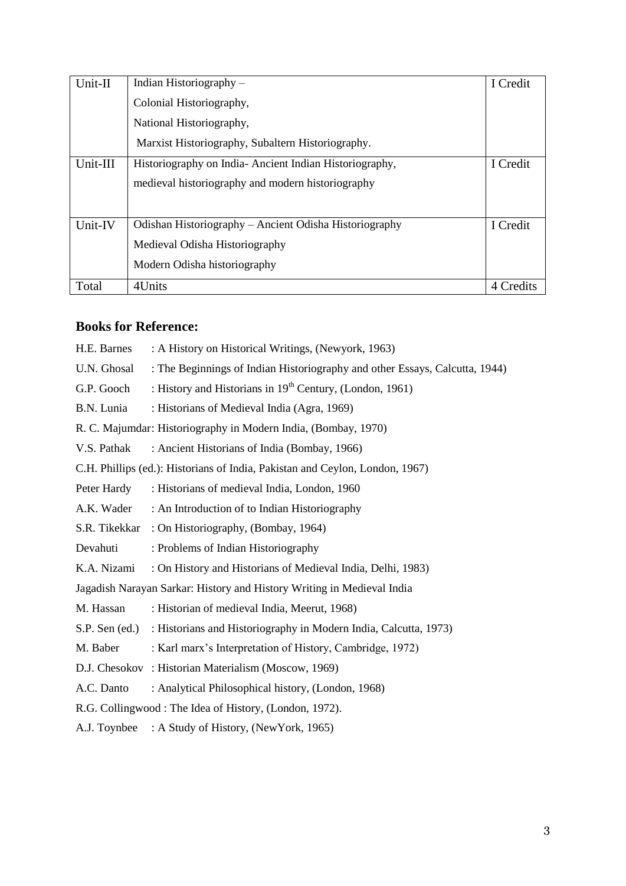| Unit-II | Indian Historiography –<br>Colonial Historiography,<br>National Historiography,<br>Marxist Historiography, Subaltern Historiography. | I Credit |
|---|---|---|
| Unit-III | Historiography on India- Ancient Indian Historiography,<br>medieval historiography and modern historiography | I Credit |
| Unit-IV | Odishan Historiography – Ancient Odisha Historiography<br>Medieval Odisha Historiography<br>Modern Odisha historiography | I Credit |
| Total | 4Units | 4 Credits |

## Books for Reference:

H.E. Barnes : A History on Historical Writings, (Newyork, 1963)

U.N. Ghosal : The Beginnings of Indian Historiography and other Essays, Calcutta, 1944)

G.P. Gooch : History and Historians in 19th Century, (London, 1961)

B.N. Lunia : Historians of Medieval India (Agra, 1969)

R. C. Majumdar: Historiography in Modern India, (Bombay, 1970)

V.S. Pathak : Ancient Historians of India (Bombay, 1966)

C.H. Phillips (ed.): Historians of India, Pakistan and Ceylon, London, 1967)

Peter Hardy : Historians of medieval India, London, 1960

A.K. Wader : An Introduction of to Indian Historiography

S.R. Tikekkar : On Historiography, (Bombay, 1964)

Devahuti : Problems of Indian Historiography

K.A. Nizami : On History and Historians of Medieval India, Delhi, 1983)

Jagadish Narayan Sarkar: History and History Writing in Medieval India

M. Hassan : Historian of medieval India, Meerut, 1968)

S.P. Sen (ed.) : Historians and Historiography in Modern India, Calcutta, 1973)

M. Baber : Karl marx's Interpretation of History, Cambridge, 1972)

D.J. Chesokov : Historian Materialism (Moscow, 1969)

A.C. Danto : Analytical Philosophical history, (London, 1968)

R.G. Collingwood : The Idea of History, (London, 1972).

A.J. Toynbee : A Study of History, (NewYork, 1965)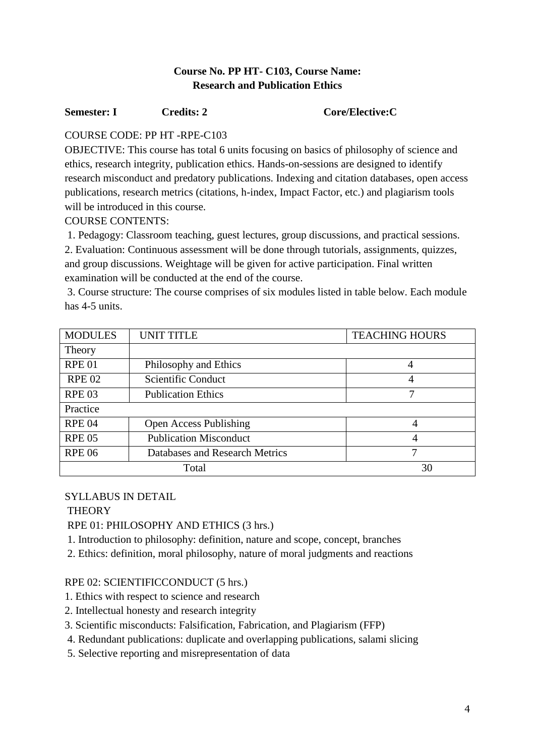**Course No. PP HT- C103, Course Name:**
**Research and Publication Ethics**

**Semester: I** **Credits: 2** **Core/Elective:C**

COURSE CODE: PP HT -RPE-C103

OBJECTIVE: This course has total 6 units focusing on basics of philosophy of science and ethics, research integrity, publication ethics. Hands-on-sessions are designed to identify research misconduct and predatory publications. Indexing and citation databases, open access publications, research metrics (citations, h-index, Impact Factor, etc.) and plagiarism tools will be introduced in this course.

COURSE CONTENTS:

1. Pedagogy: Classroom teaching, guest lectures, group discussions, and practical sessions.
2. Evaluation: Continuous assessment will be done through tutorials, assignments, quizzes, and group discussions. Weightage will be given for active participation. Final written examination will be conducted at the end of the course.
3. Course structure: The course comprises of six modules listed in table below. Each module has 4-5 units.

| MODULES | UNIT TITLE | TEACHING HOURS |
|---|---|---|
| Theory | | |
| RPE 01 | Philosophy and Ethics | 4 |
| RPE 02 | Scientific Conduct | 4 |
| RPE 03 | Publication Ethics | 7 |
| Practice | | |
| RPE 04 | Open Access Publishing | 4 |
| RPE 05 | Publication Misconduct | 4 |
| RPE 06 | Databases and Research Metrics | 7 |
| Total | | 30 |

SYLLABUS IN DETAIL

THEORY

RPE 01: PHILOSOPHY AND ETHICS (3 hrs.)

1. Introduction to philosophy: definition, nature and scope, concept, branches
2. Ethics: definition, moral philosophy, nature of moral judgments and reactions

RPE 02: SCIENTIFICCONDUCT (5 hrs.)

1. Ethics with respect to science and research
2. Intellectual honesty and research integrity
3. Scientific misconducts: Falsification, Fabrication, and Plagiarism (FFP)
4. Redundant publications: duplicate and overlapping publications, salami slicing
5. Selective reporting and misrepresentation of data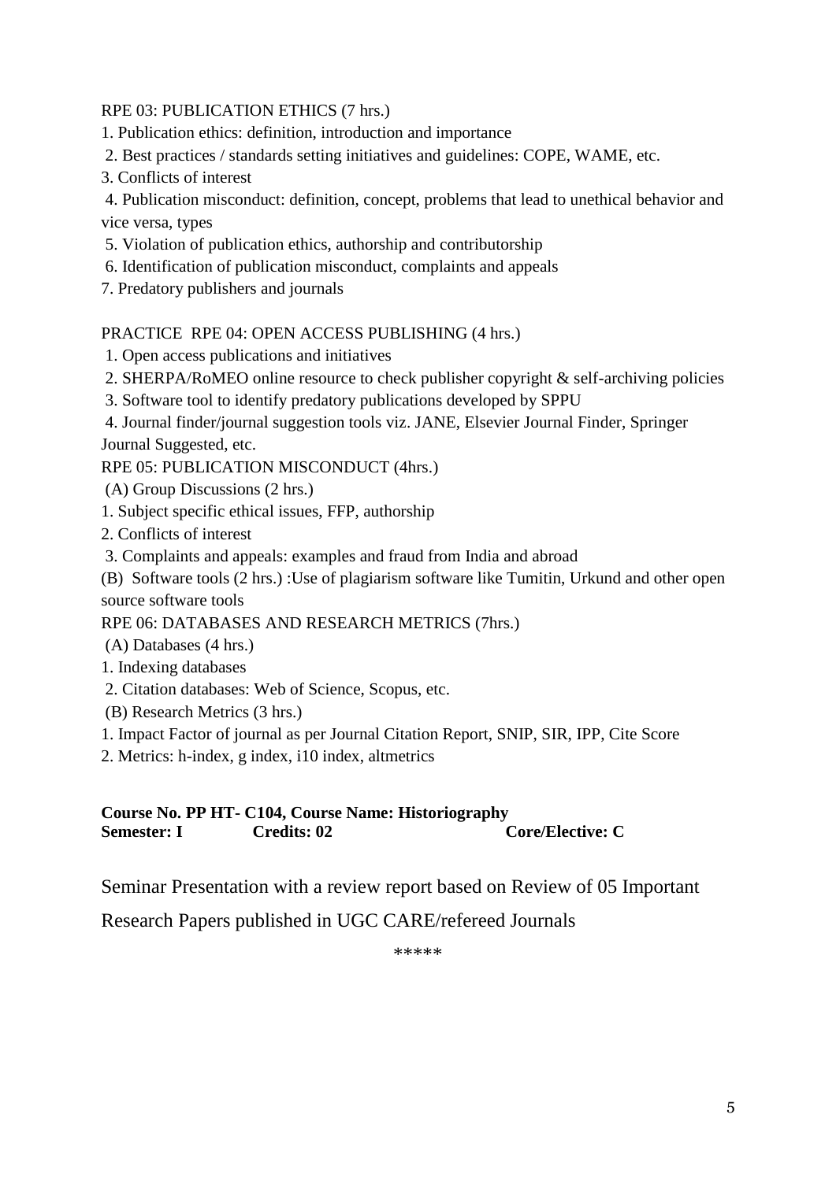RPE 03: PUBLICATION ETHICS (7 hrs.)

1. Publication ethics: definition, introduction and importance
2. Best practices / standards setting initiatives and guidelines: COPE, WAME, etc.
3. Conflicts of interest
4. Publication misconduct: definition, concept, problems that lead to unethical behavior and vice versa, types
5. Violation of publication ethics, authorship and contributorship
6. Identification of publication misconduct, complaints and appeals
7. Predatory publishers and journals

PRACTICE RPE 04: OPEN ACCESS PUBLISHING (4 hrs.)

1. Open access publications and initiatives
2. SHERPA/RoMEO online resource to check publisher copyright & self-archiving policies
3. Software tool to identify predatory publications developed by SPPU
4. Journal finder/journal suggestion tools viz. JANE, Elsevier Journal Finder, Springer Journal Suggested, etc.

RPE 05: PUBLICATION MISCONDUCT (4hrs.)

(A) Group Discussions (2 hrs.)

1. Subject specific ethical issues, FFP, authorship
2. Conflicts of interest
3. Complaints and appeals: examples and fraud from India and abroad

(B) Software tools (2 hrs.) :Use of plagiarism software like Tumitin, Urkund and other open source software tools

RPE 06: DATABASES AND RESEARCH METRICS (7hrs.)

(A) Databases (4 hrs.)

1. Indexing databases
2. Citation databases: Web of Science, Scopus, etc.

(B) Research Metrics (3 hrs.)

1. Impact Factor of journal as per Journal Citation Report, SNIP, SIR, IPP, Cite Score
2. Metrics: h-index, g index, i10 index, altmetrics

**Course No. PP HT- C104, Course Name: Historiography**
**Semester: I Credits: 02 Core/Elective: C**

Seminar Presentation with a review report based on Review of 05 Important Research Papers published in UGC CARE/refereed Journals

*****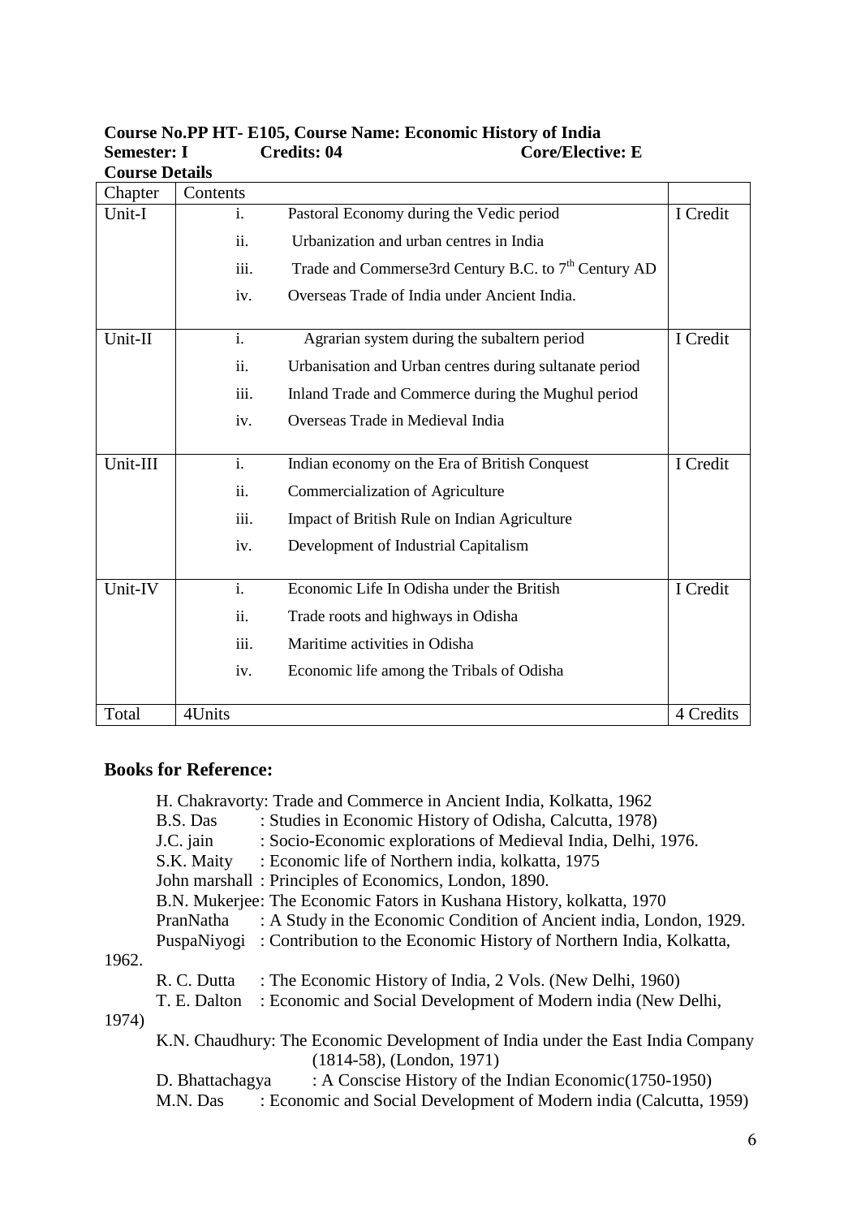**Course No.PP HT- E105, Course Name: Economic History of India**
**Semester: I Credits: 04 Core/Elective: E**
**Course Details**

| Chapter | Contents | | |
|---|---|---|---|
| Unit-I | i. | Pastoral Economy during the Vedic period | I Credit |
| | ii. | Urbanization and urban centres in India | |
| | iii. | Trade and Commerse3rd Century B.C. to 7th Century AD | |
| | iv. | Overseas Trade of India under Ancient India. | |
| Unit-II | i. | Agrarian system during the subaltern period | I Credit |
| | ii. | Urbanisation and Urban centres during sultanate period | |
| | iii. | Inland Trade and Commerce during the Mughul period | |
| | iv. | Overseas Trade in Medieval India | |
| Unit-III | i. | Indian economy on the Era of British Conquest | I Credit |
| | ii. | Commercialization of Agriculture | |
| | iii. | Impact of British Rule on Indian Agriculture | |
| | iv. | Development of Industrial Capitalism | |
| Unit-IV | i. | Economic Life In Odisha under the British | I Credit |
| | ii. | Trade roots and highways in Odisha | |
| | iii. | Maritime activities in Odisha | |
| | iv. | Economic life among the Tribals of Odisha | |
| Total | 4Units | | 4 Credits |

## Books for Reference:

H. Chakravorty: Trade and Commerce in Ancient India, Kolkatta, 1962
B.S. Das : Studies in Economic History of Odisha, Calcutta, 1978)
J.C. jain : Socio-Economic explorations of Medieval India, Delhi, 1976.
S.K. Maity : Economic life of Northern india, kolkatta, 1975
John marshall : Principles of Economics, London, 1890.
B.N. Mukerjee: The Economic Fators in Kushana History, kolkatta, 1970
PranNatha : A Study in the Economic Condition of Ancient india, London, 1929.
PuspaNiyogi : Contribution to the Economic History of Northern India, Kolkatta, 1962.
R. C. Dutta : The Economic History of India, 2 Vols. (New Delhi, 1960)
T. E. Dalton : Economic and Social Development of Modern india (New Delhi, 1974)
K.N. Chaudhury: The Economic Development of India under the East India Company (1814-58), (London, 1971)
D. Bhattachagya : A Conscise History of the Indian Economic(1750-1950)
M.N. Das : Economic and Social Development of Modern india (Calcutta, 1959)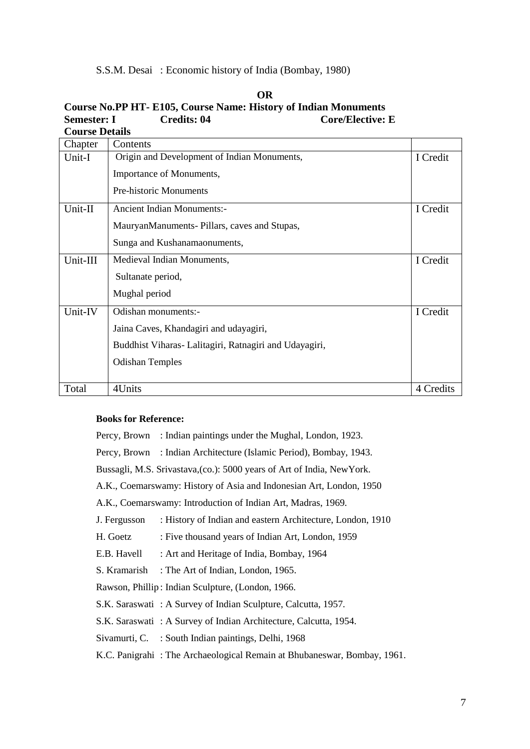S.S.M. Desai : Economic history of India (Bombay, 1980)

**OR**

**Course No.PP HT- E105, Course Name: History of Indian Monuments**

**Semester: I Credits: 04 Core/Elective: E**

**Course Details**

| Chapter | Contents | |
|---|---|---|
| Unit-I | Origin and Development of Indian Monuments,<br>Importance of Monuments,<br>Pre-historic Monuments | I Credit |
| Unit-II | Ancient Indian Monuments:-<br>MauryanManuments- Pillars, caves and Stupas,<br>Sunga and Kushanamaonuments, | I Credit |
| Unit-III | Medieval Indian Monuments,<br>Sultanate period,<br>Mughal period | I Credit |
| Unit-IV | Odishan monuments:-<br>Jaina Caves, Khandagiri and udayagiri,<br>Buddhist Viharas- Lalitagiri, Ratnagiri and Udayagiri,<br>Odishan Temples | I Credit |
| Total | 4Units | 4 Credits |

**Books for Reference:**

Percy, Brown : Indian paintings under the Mughal, London, 1923.

Percy, Brown : Indian Architecture (Islamic Period), Bombay, 1943.

Bussagli, M.S. Srivastava,(co.): 5000 years of Art of India, NewYork.

A.K., Coemarswamy: History of Asia and Indonesian Art, London, 1950

A.K., Coemarswamy: Introduction of Indian Art, Madras, 1969.

J. Fergusson : History of Indian and eastern Architecture, London, 1910

H. Goetz : Five thousand years of Indian Art, London, 1959

E.B. Havell : Art and Heritage of India, Bombay, 1964

S. Kramarish : The Art of Indian, London, 1965.

Rawson, Phillip : Indian Sculpture, (London, 1966.

S.K. Saraswati : A Survey of Indian Sculpture, Calcutta, 1957.

S.K. Saraswati : A Survey of Indian Architecture, Calcutta, 1954.

Sivamurti, C. : South Indian paintings, Delhi, 1968

K.C. Panigrahi : The Archaeological Remain at Bhubaneswar, Bombay, 1961.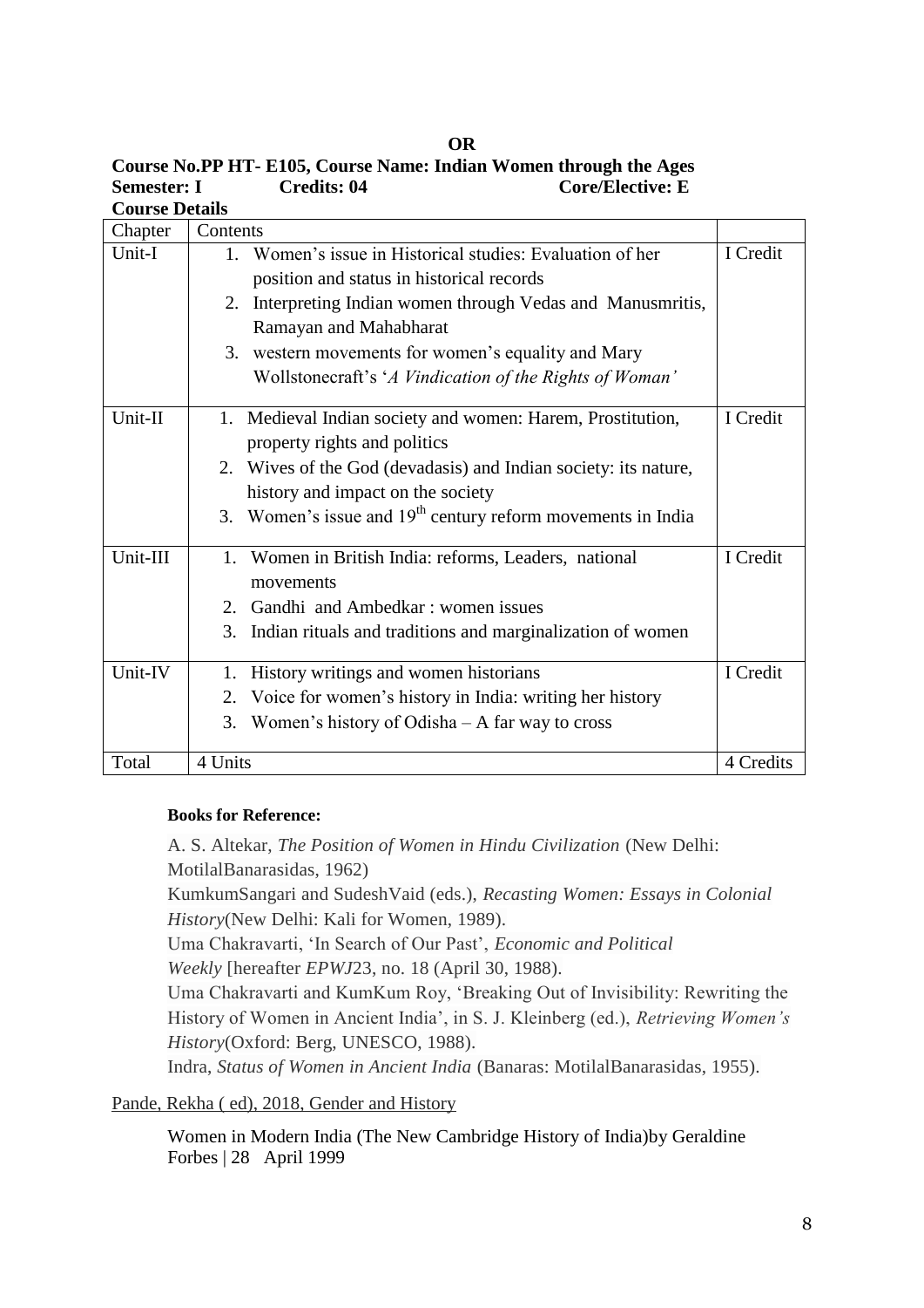**OR**

**Course No.PP HT- E105, Course Name: Indian Women through the Ages**
**Semester: I Credits: 04 Core/Elective: E**
**Course Details**

| Chapter | Contents | |
|---|---|---|
| Unit-I | 1. Women's issue in Historical studies: Evaluation of her position and status in historical records<br>2. Interpreting Indian women through Vedas and Manusmritis, Ramayan and Mahabharat<br>3. western movements for women's equality and Mary Wollstonecraft's '*A Vindication of the Rights of Woman'* | I Credit |
| Unit-II | 1. Medieval Indian society and women: Harem, Prostitution, property rights and politics<br>2. Wives of the God (devadasis) and Indian society: its nature, history and impact on the society<br>3. Women's issue and 19th century reform movements in India | I Credit |
| Unit-III | 1. Women in British India: reforms, Leaders, national movements<br>2. Gandhi and Ambedkar : women issues<br>3. Indian rituals and traditions and marginalization of women | I Credit |
| Unit-IV | 1. History writings and women historians<br>2. Voice for women's history in India: writing her history<br>3. Women's history of Odisha – A far way to cross | I Credit |
| Total | 4 Units | 4 Credits |

**Books for Reference:**

A. S. Altekar, *The Position of Women in Hindu Civilization* (New Delhi: MotilalBanarasidas, 1962)

KumkumSangari and SudeshVaid (eds.), *Recasting Women: Essays in Colonial History*(New Delhi: Kali for Women, 1989).

Uma Chakravarti, 'In Search of Our Past', *Economic and Political Weekly* [hereafter *EPWJ*23, no. 18 (April 30, 1988).

Uma Chakravarti and KumKum Roy, 'Breaking Out of Invisibility: Rewriting the History of Women in Ancient India', in S. J. Kleinberg (ed.), *Retrieving Women's History*(Oxford: Berg, UNESCO, 1988).

Indra, *Status of Women in Ancient India* (Banaras: MotilalBanarasidas, 1955).

Pande, Rekha ( ed), 2018, Gender and History

Women in Modern India (The New Cambridge History of India)by Geraldine Forbes | 28 April 1999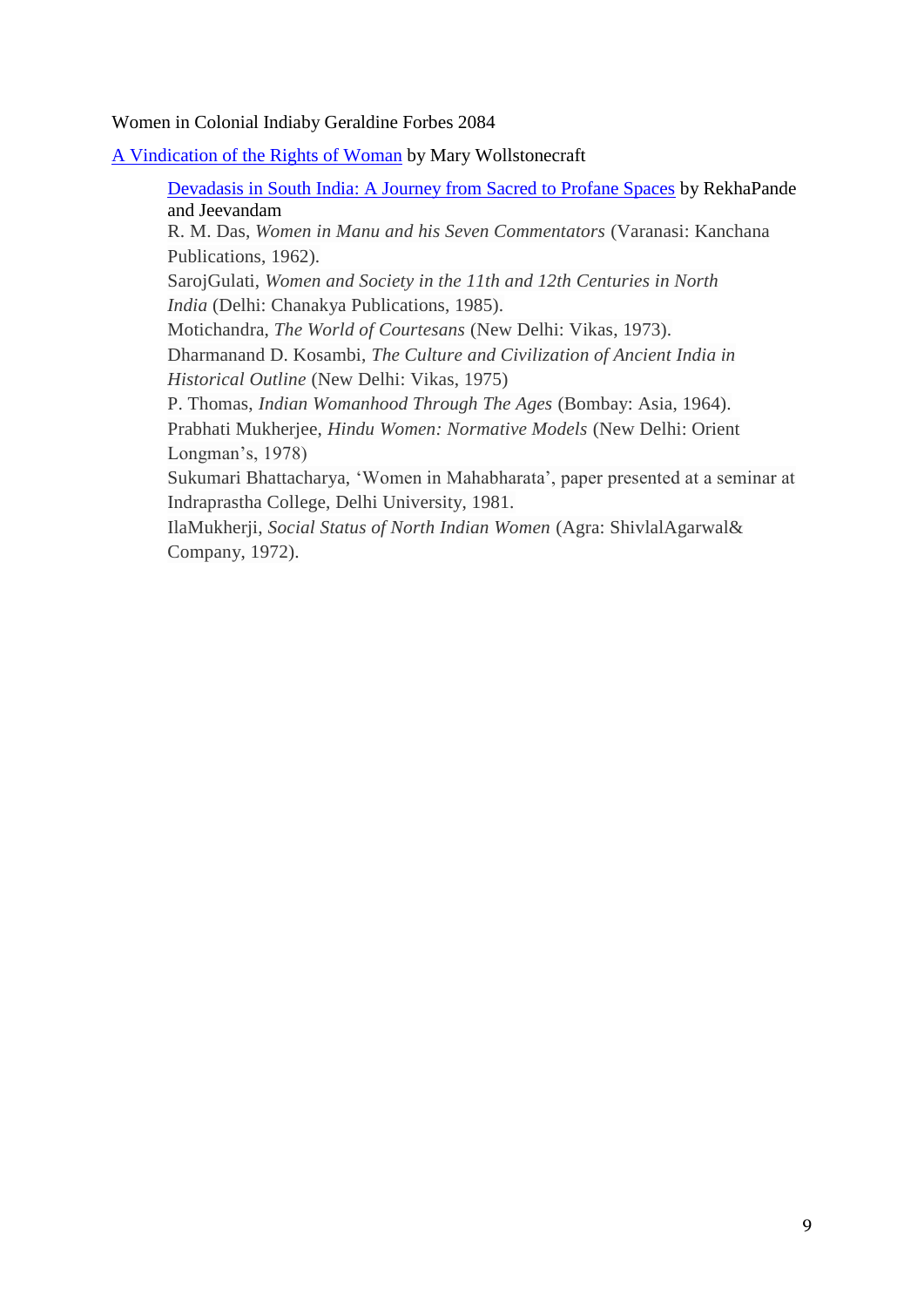Women in Colonial Indiaby Geraldine Forbes 2084

A Vindication of the Rights of Woman by Mary Wollstonecraft

Devadasis in South India: A Journey from Sacred to Profane Spaces by RekhaPande and Jeevandam

R. M. Das, *Women in Manu and his Seven Commentators* (Varanasi: Kanchana Publications, 1962).

SarojGulati, *Women and Society in the 11th and 12th Centuries in North India* (Delhi: Chanakya Publications, 1985).

Motichandra, *The World of Courtesans* (New Delhi: Vikas, 1973).

Dharmanand D. Kosambi, *The Culture and Civilization of Ancient India in Historical Outline* (New Delhi: Vikas, 1975)

P. Thomas, *Indian Womanhood Through The Ages* (Bombay: Asia, 1964).

Prabhati Mukherjee, *Hindu Women: Normative Models* (New Delhi: Orient Longman's, 1978)

Sukumari Bhattacharya, 'Women in Mahabharata', paper presented at a seminar at Indraprastha College, Delhi University, 1981.

IlaMukherji, *Social Status of North Indian Women* (Agra: ShivlalAgarwal& Company, 1972).